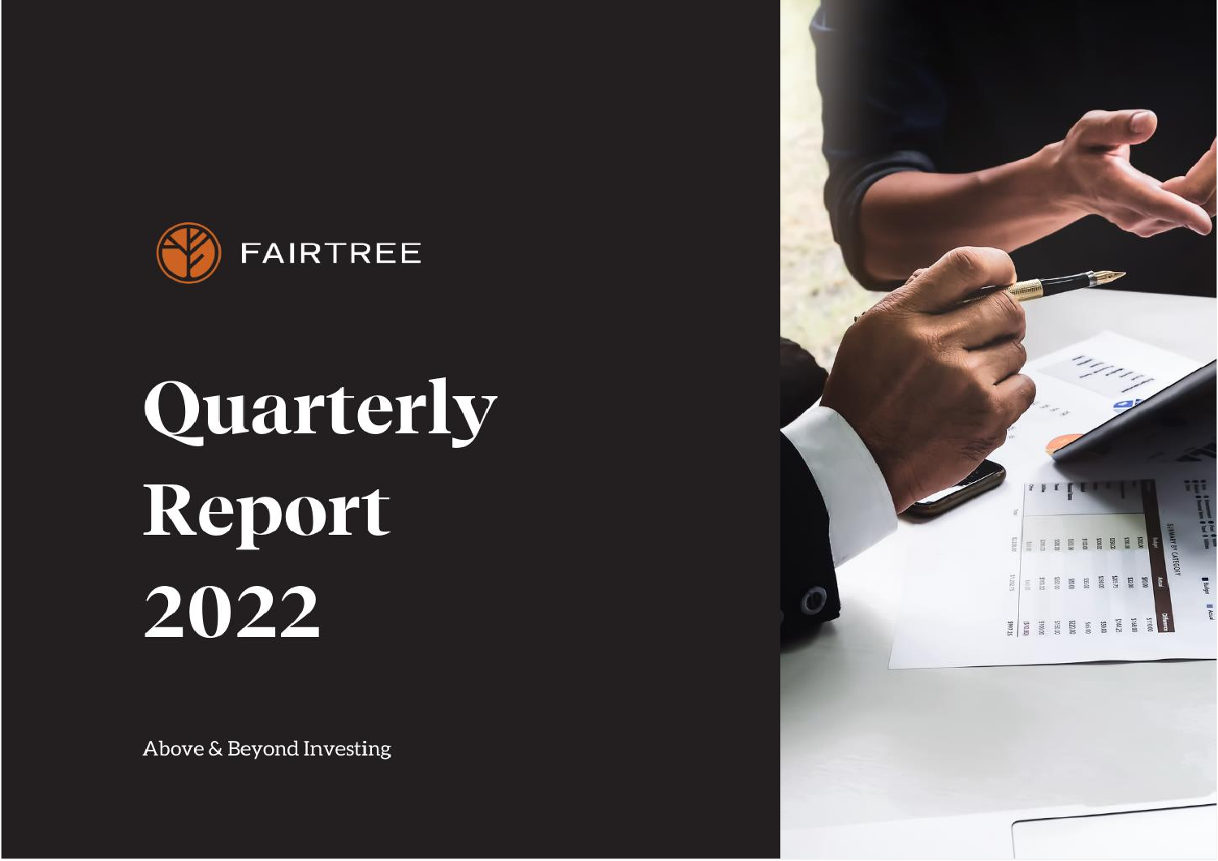FAIRTREE

# Quarterly Report 2022

Above & Beyond Investing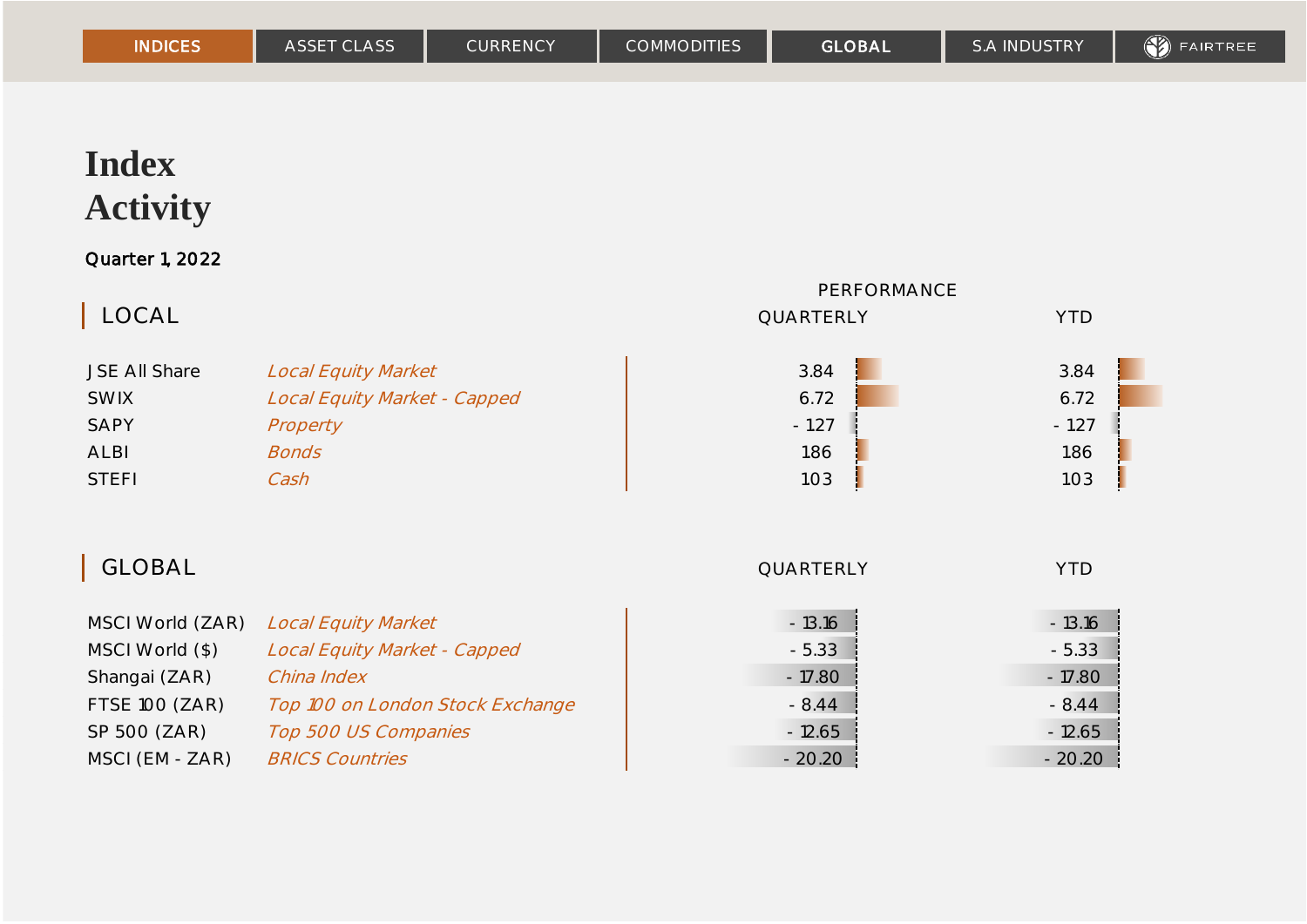INDICES | ASSET CLASS | CURRENCY | COMMODITIES | GLOBAL | S.A INDUSTRY | FAIRTREE

# Index Activity

Quarter 1, 2022

## LOCAL

| | | PERFORMANCE QUARTERLY | YTD |
|---|---|---|---|
| JSE All Share | *Local Equity Market* | 3.84 | 3.84 |
| SWIX | *Local Equity Market - Capped* | 6.72 | 6.72 |
| SAPY | *Property* | - 1.27 | - 1.27 |
| ALBI | *Bonds* | 1.86 | 1.86 |
| STEFI | *Cash* | 1.03 | 1.03 |

## GLOBAL

| | | QUARTERLY | YTD |
|---|---|---|---|
| MSCI World (ZAR) | *Local Equity Market* | - 13.16 | - 13.16 |
| MSCI World ($) | *Local Equity Market - Capped* | - 5.33 | - 5.33 |
| Shangai (ZAR) | *China Index* | - 17.80 | - 17.80 |
| FTSE 100 (ZAR) | *Top 100 on London Stock Exchange* | - 8.44 | - 8.44 |
| SP 500 (ZAR) | *Top 500 US Companies* | - 12.65 | - 12.65 |
| MSCI (EM - ZAR) | *BRICS Countries* | - 20.20 | - 20.20 |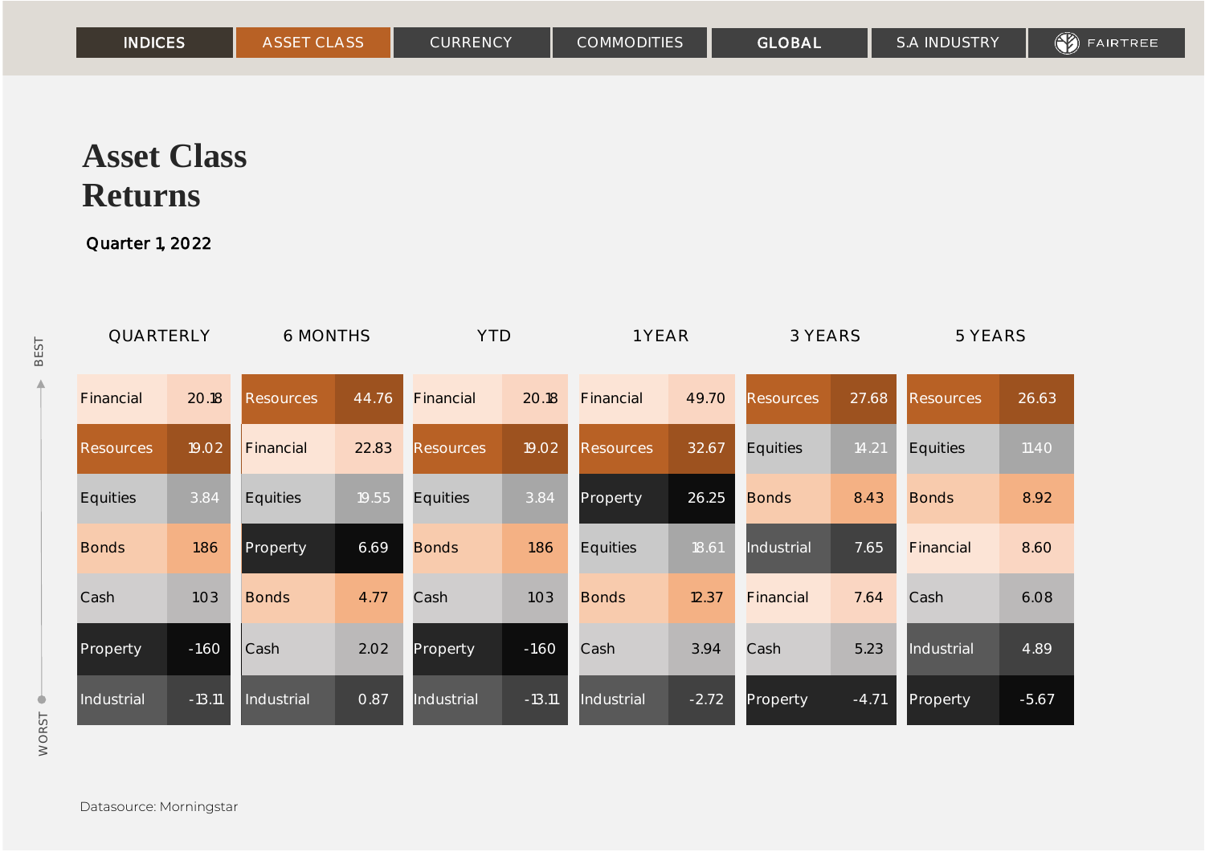# Asset Class Returns

**Quarter 1, 2022**

| Rank | QUARTERLY | | 6 MONTHS | | YTD | | 1 YEAR | | 3 YEARS | | 5 YEARS | |
|---|---|---|---|---|---|---|---|---|---|---|---|---|
| BEST | Financial | 20.18 | Resources | 44.76 | Financial | 20.18 | Financial | 49.70 | Resources | 27.68 | Resources | 26.63 |
| | Resources | 19.02 | Financial | 22.83 | Resources | 19.02 | Resources | 32.67 | Equities | 14.21 | Equities | 1140 |
| | Equities | 3.84 | Equities | 19.55 | Equities | 3.84 | Property | 26.25 | Bonds | 8.43 | Bonds | 8.92 |
| | Bonds | 186 | Property | 6.69 | Bonds | 186 | Equities | 18.61 | Industrial | 7.65 | Financial | 8.60 |
| | Cash | 103 | Bonds | 4.77 | Cash | 103 | Bonds | 12.37 | Financial | 7.64 | Cash | 6.08 |
| | Property | -160 | Cash | 2.02 | Property | -160 | Cash | 3.94 | Cash | 5.23 | Industrial | 4.89 |
| WORST | Industrial | -13.11 | Industrial | 0.87 | Industrial | -13.11 | Industrial | -2.72 | Property | -4.71 | Property | -5.67 |

Datasource: Morningstar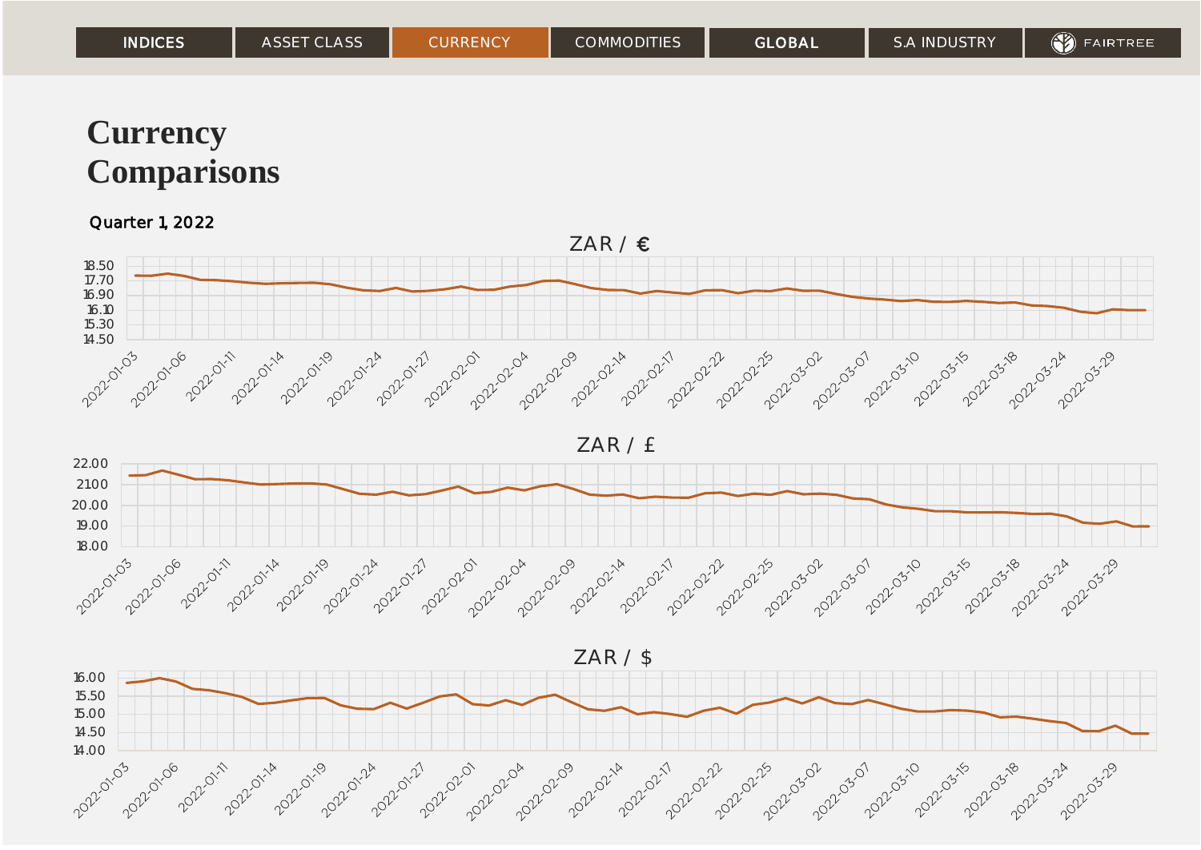INDICES | ASSET CLASS | CURRENCY | COMMODITIES | GLOBAL | S.A INDUSTRY | FAIRTREE

# Currency Comparisons

Quarter 1, 2022

ZAR / €

ZAR / £

ZAR / $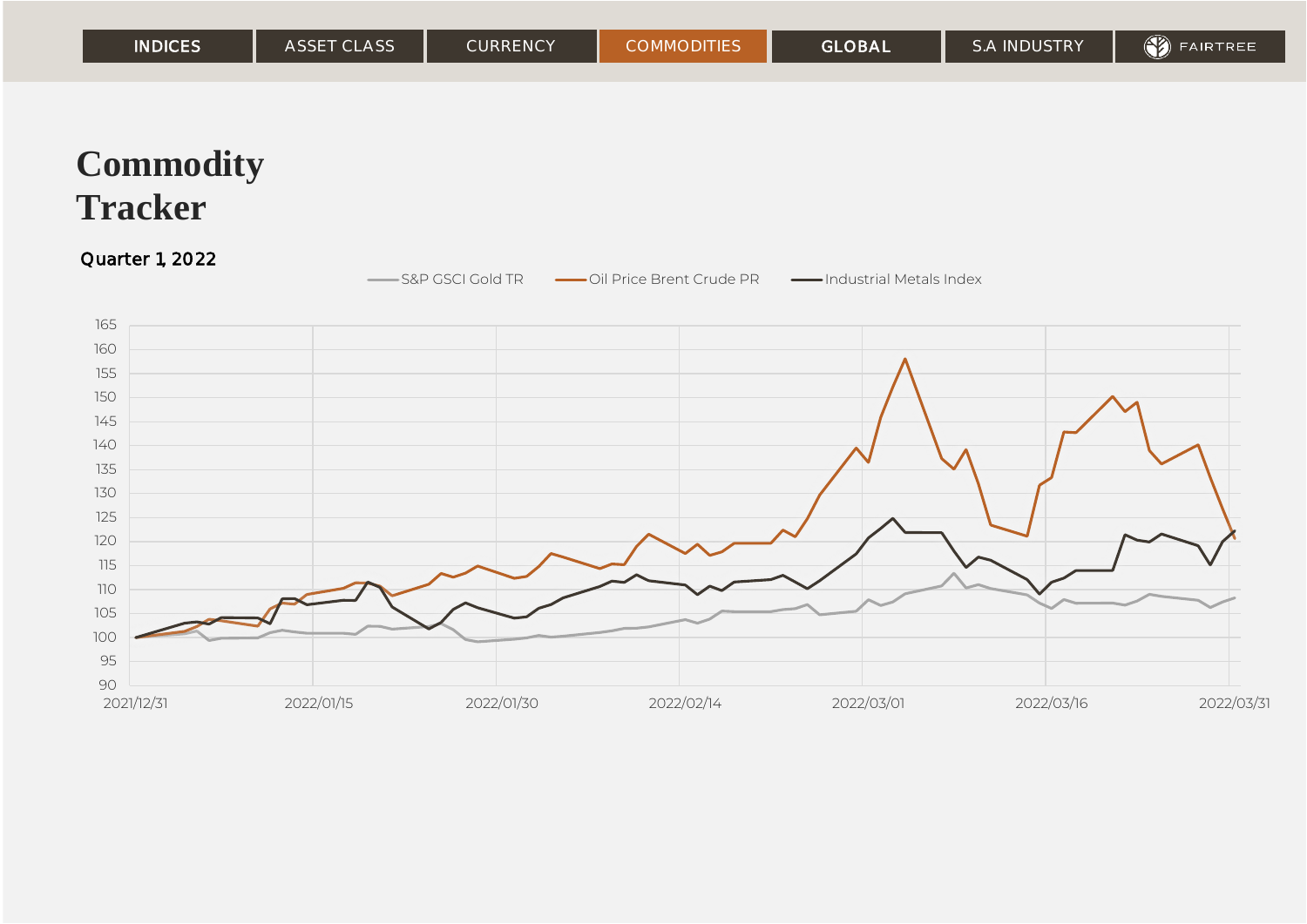# Commodity Tracker

Quarter 1, 2022

S&P GSCI Gold TR — Oil Price Brent Crude PR — Industrial Metals Index

165
160
155
150
145
140
135
130
125
120
115
110
105
100
95
90

2021/12/31 2022/01/15 2022/01/30 2022/02/14 2022/03/01 2022/03/16 2022/03/31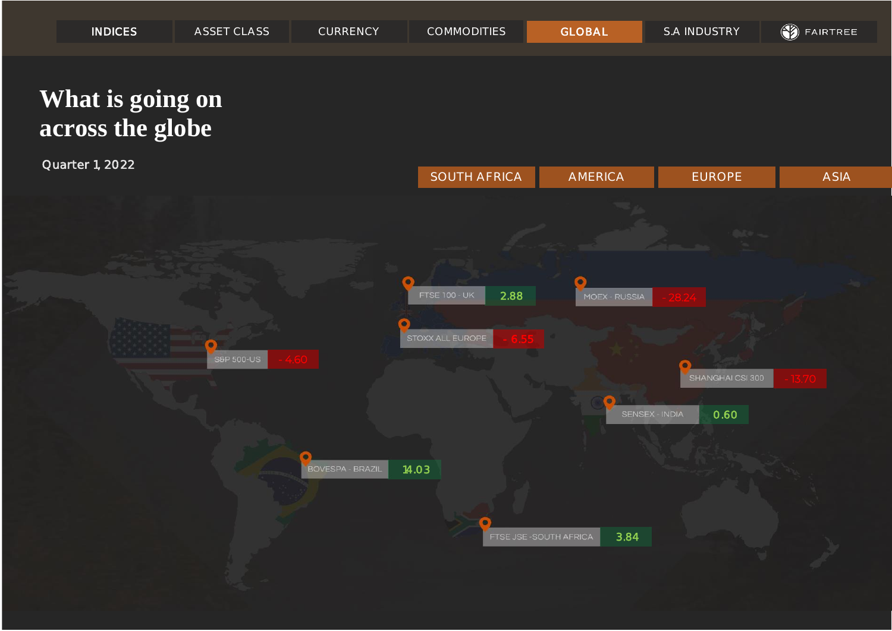INDICES | ASSET CLASS | CURRENCY | COMMODITIES | GLOBAL | S.A INDUSTRY | FAIRTREE

# What is going on across the globe

Quarter 1, 2022

SOUTH AFRICA | AMERICA | EUROPE | ASIA

| Index | Return |
|---|---|
| FTSE 100 - UK | 2.88 |
| MOEX - RUSSIA | - 28.24 |
| STOXX ALL EUROPE | - 6.55 |
| S&P 500-US | - 4.60 |
| SHANGHAI CSI 300 | - 13.70 |
| SENSEX - INDIA | 0.60 |
| BOVESPA - BRAZIL | 14.03 |
| FTSE JSE -SOUTH AFRICA | 3.84 |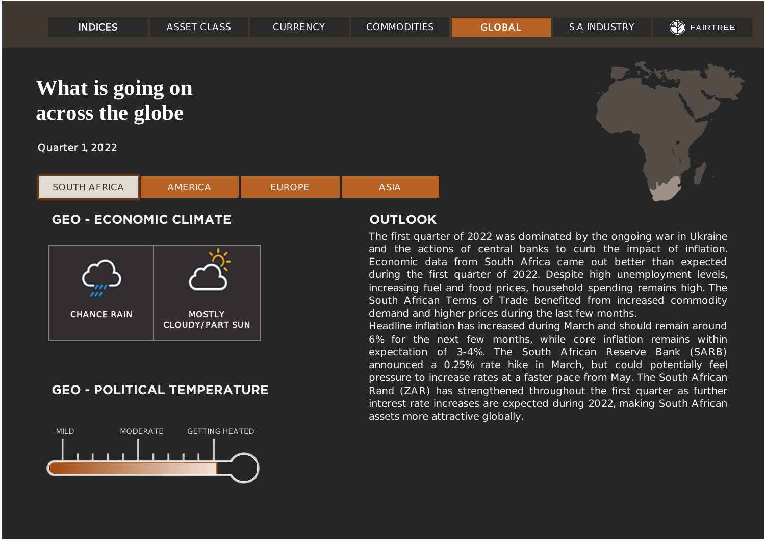INDICES | ASSET CLASS | CURRENCY | COMMODITIES | GLOBAL | S.A INDUSTRY | FAIRTREE

# What is going on across the globe

Quarter 1, 2022

SOUTH AFRICA | AMERICA | EUROPE | ASIA

## GEO - ECONOMIC CLIMATE

| CHANCE RAIN | MOSTLY CLOUDY/PART SUN |
|---|---|

## GEO - POLITICAL TEMPERATURE

MILD | MODERATE | GETTING HEATED

## OUTLOOK

The first quarter of 2022 was dominated by the ongoing war in Ukraine and the actions of central banks to curb the impact of inflation. Economic data from South Africa came out better than expected during the first quarter of 2022. Despite high unemployment levels, increasing fuel and food prices, household spending remains high. The South African Terms of Trade benefited from increased commodity demand and higher prices during the last few months.

Headline inflation has increased during March and should remain around 6% for the next few months, while core inflation remains within expectation of 3-4%. The South African Reserve Bank (SARB) announced a 0.25% rate hike in March, but could potentially feel pressure to increase rates at a faster pace from May. The South African Rand (ZAR) has strengthened throughout the first quarter as further interest rate increases are expected during 2022, making South African assets more attractive globally.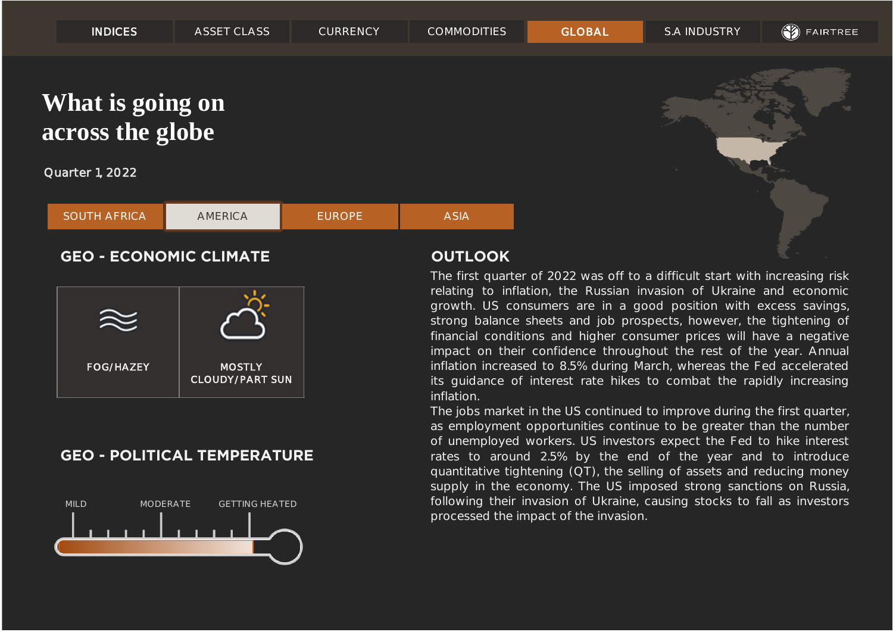INDICES | ASSET CLASS | CURRENCY | COMMODITIES | GLOBAL | S.A INDUSTRY | FAIRTREE

# What is going on across the globe

Quarter 1, 2022

SOUTH AFRICA | AMERICA | EUROPE | ASIA

## GEO - ECONOMIC CLIMATE

FOG/HAZEY

MOSTLY CLOUDY/PART SUN

## GEO - POLITICAL TEMPERATURE

MILD — MODERATE — GETTING HEATED

## OUTLOOK

The first quarter of 2022 was off to a difficult start with increasing risk relating to inflation, the Russian invasion of Ukraine and economic growth. US consumers are in a good position with excess savings, strong balance sheets and job prospects, however, the tightening of financial conditions and higher consumer prices will have a negative impact on their confidence throughout the rest of the year. Annual inflation increased to 8.5% during March, whereas the Fed accelerated its guidance of interest rate hikes to combat the rapidly increasing inflation.

The jobs market in the US continued to improve during the first quarter, as employment opportunities continue to be greater than the number of unemployed workers. US investors expect the Fed to hike interest rates to around 2.5% by the end of the year and to introduce quantitative tightening (QT), the selling of assets and reducing money supply in the economy. The US imposed strong sanctions on Russia, following their invasion of Ukraine, causing stocks to fall as investors processed the impact of the invasion.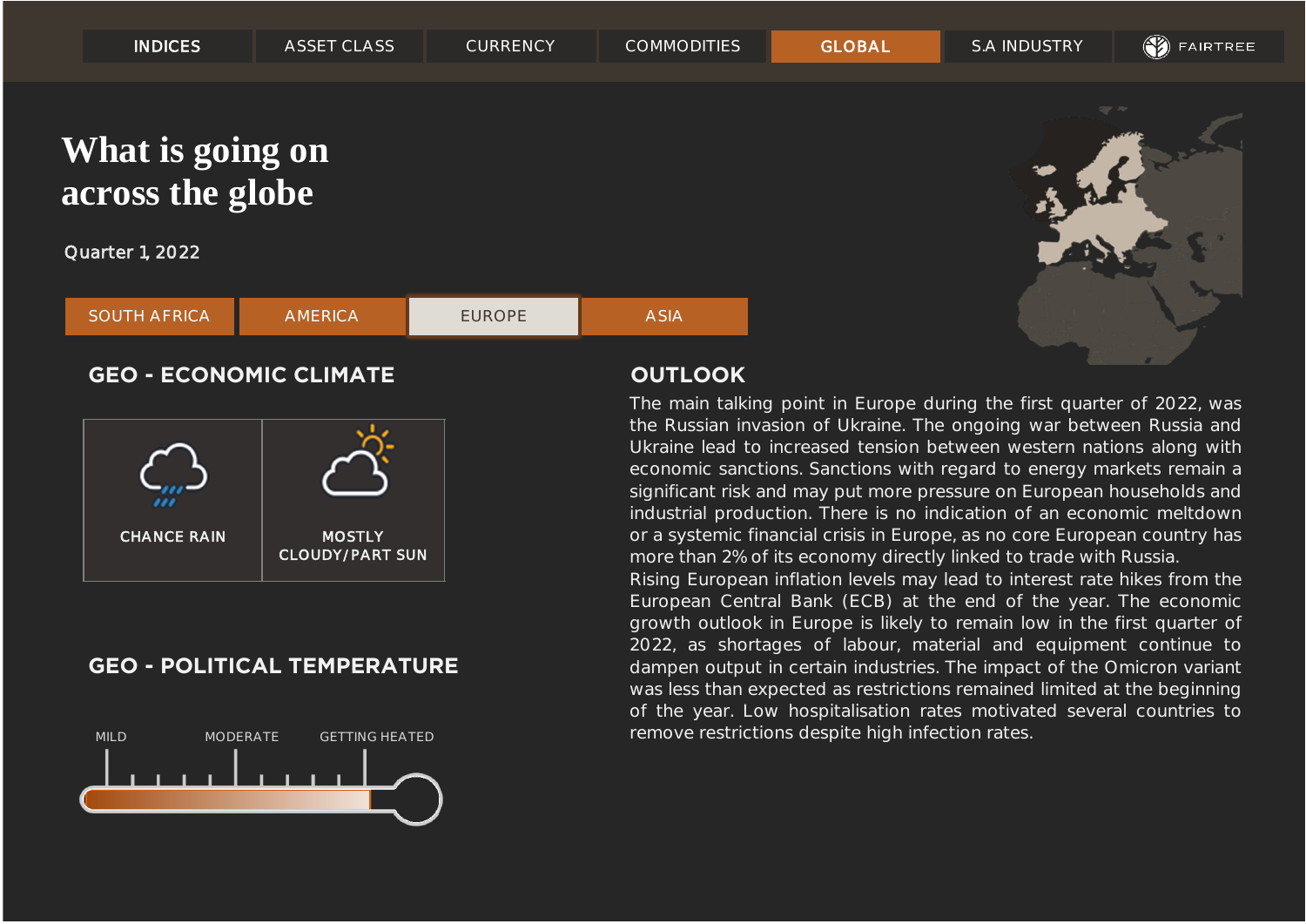INDICES | ASSET CLASS | CURRENCY | COMMODITIES | GLOBAL | S.A INDUSTRY | FAIRTREE

# What is going on across the globe

Quarter 1, 2022

SOUTH AFRICA | AMERICA | EUROPE | ASIA

## GEO - ECONOMIC CLIMATE

CHANCE RAIN

MOSTLY CLOUDY/PART SUN

## GEO - POLITICAL TEMPERATURE

MILD | MODERATE | GETTING HEATED

## OUTLOOK

The main talking point in Europe during the first quarter of 2022, was the Russian invasion of Ukraine. The ongoing war between Russia and Ukraine lead to increased tension between western nations along with economic sanctions. Sanctions with regard to energy markets remain a significant risk and may put more pressure on European households and industrial production. There is no indication of an economic meltdown or a systemic financial crisis in Europe, as no core European country has more than 2% of its economy directly linked to trade with Russia.

Rising European inflation levels may lead to interest rate hikes from the European Central Bank (ECB) at the end of the year. The economic growth outlook in Europe is likely to remain low in the first quarter of 2022, as shortages of labour, material and equipment continue to dampen output in certain industries. The impact of the Omicron variant was less than expected as restrictions remained limited at the beginning of the year. Low hospitalisation rates motivated several countries to remove restrictions despite high infection rates.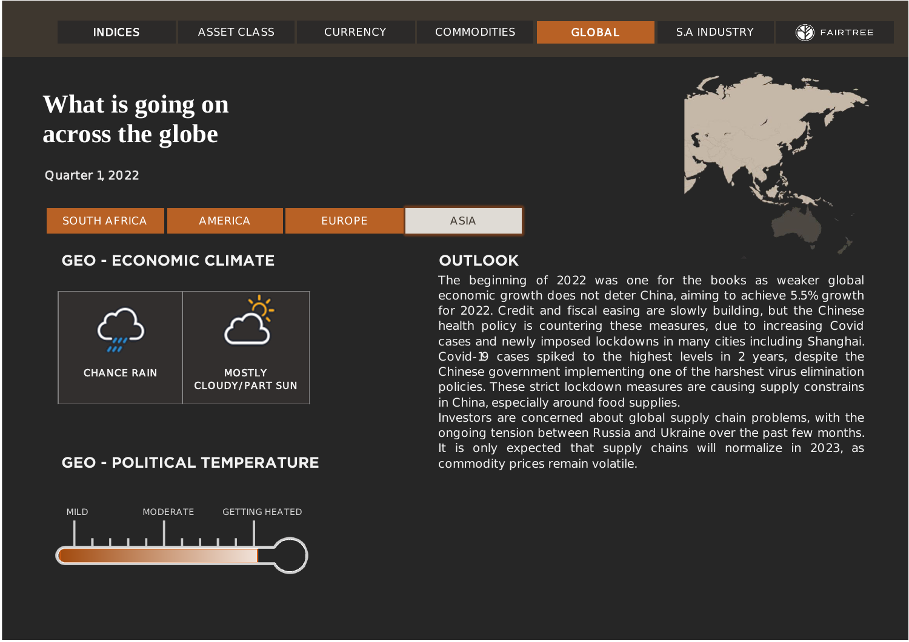INDICES | ASSET CLASS | CURRENCY | COMMODITIES | GLOBAL | S.A INDUSTRY | FAIRTREE

# What is going on across the globe

Quarter 1, 2022

SOUTH AFRICA | AMERICA | EUROPE | ASIA

## GEO - ECONOMIC CLIMATE

| CHANCE RAIN | MOSTLY CLOUDY/PART SUN |
|---|---|

## GEO - POLITICAL TEMPERATURE

MILD | MODERATE | GETTING HEATED

## OUTLOOK

The beginning of 2022 was one for the books as weaker global economic growth does not deter China, aiming to achieve 5.5% growth for 2022. Credit and fiscal easing are slowly building, but the Chinese health policy is countering these measures, due to increasing Covid cases and newly imposed lockdowns in many cities including Shanghai. Covid-19 cases spiked to the highest levels in 2 years, despite the Chinese government implementing one of the harshest virus elimination policies. These strict lockdown measures are causing supply constrains in China, especially around food supplies.

Investors are concerned about global supply chain problems, with the ongoing tension between Russia and Ukraine over the past few months. It is only expected that supply chains will normalize in 2023, as commodity prices remain volatile.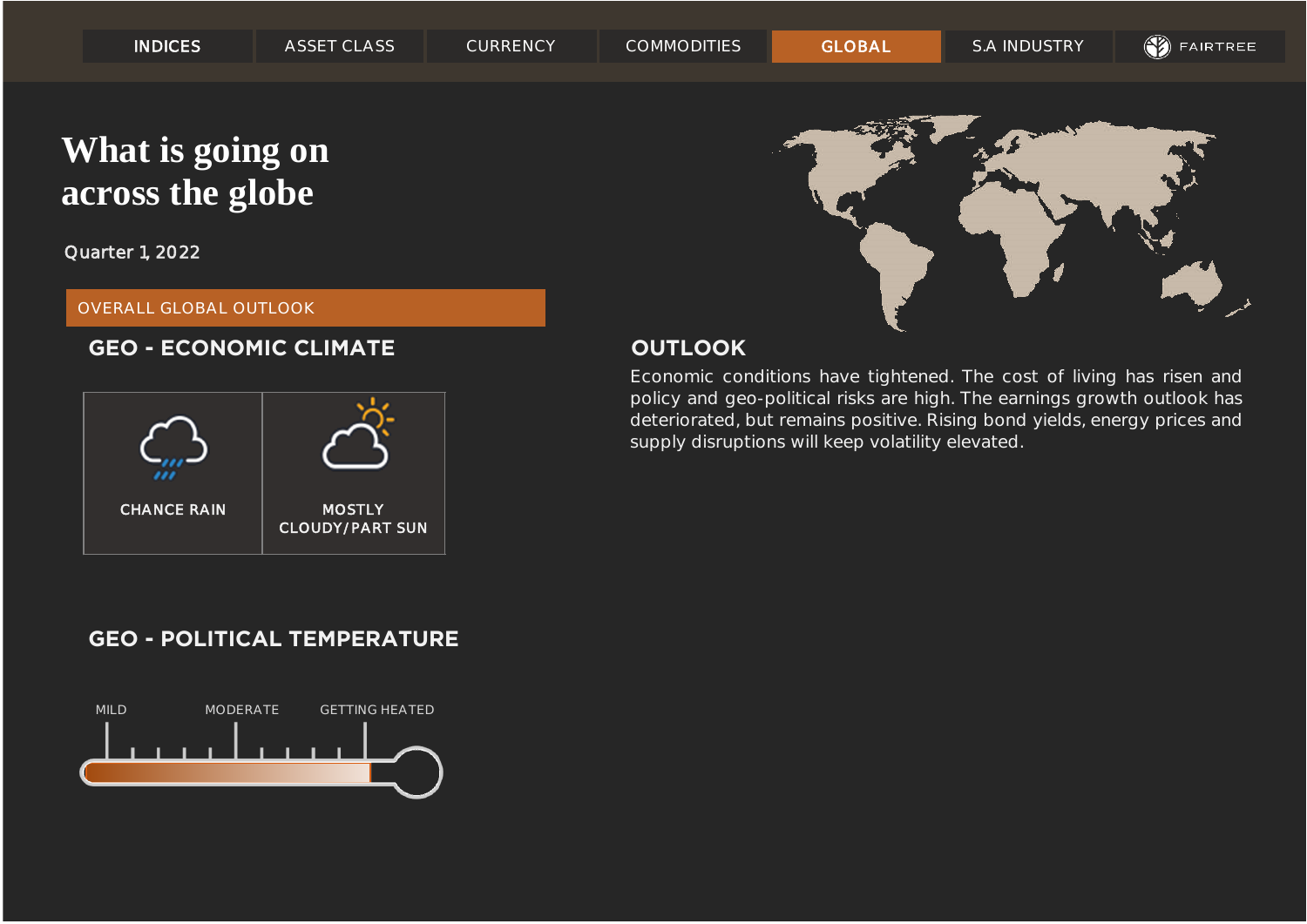INDICES | ASSET CLASS | CURRENCY | COMMODITIES | GLOBAL | S.A INDUSTRY | FAIRTREE

# What is going on across the globe

Quarter 1, 2022

OVERALL GLOBAL OUTLOOK

## GEO - ECONOMIC CLIMATE

| CHANCE RAIN | MOSTLY CLOUDY/PART SUN |
|---|---|

## GEO - POLITICAL TEMPERATURE

MILD | MODERATE | GETTING HEATED

## OUTLOOK

Economic conditions have tightened. The cost of living has risen and policy and geo-political risks are high. The earnings growth outlook has deteriorated, but remains positive. Rising bond yields, energy prices and supply disruptions will keep volatility elevated.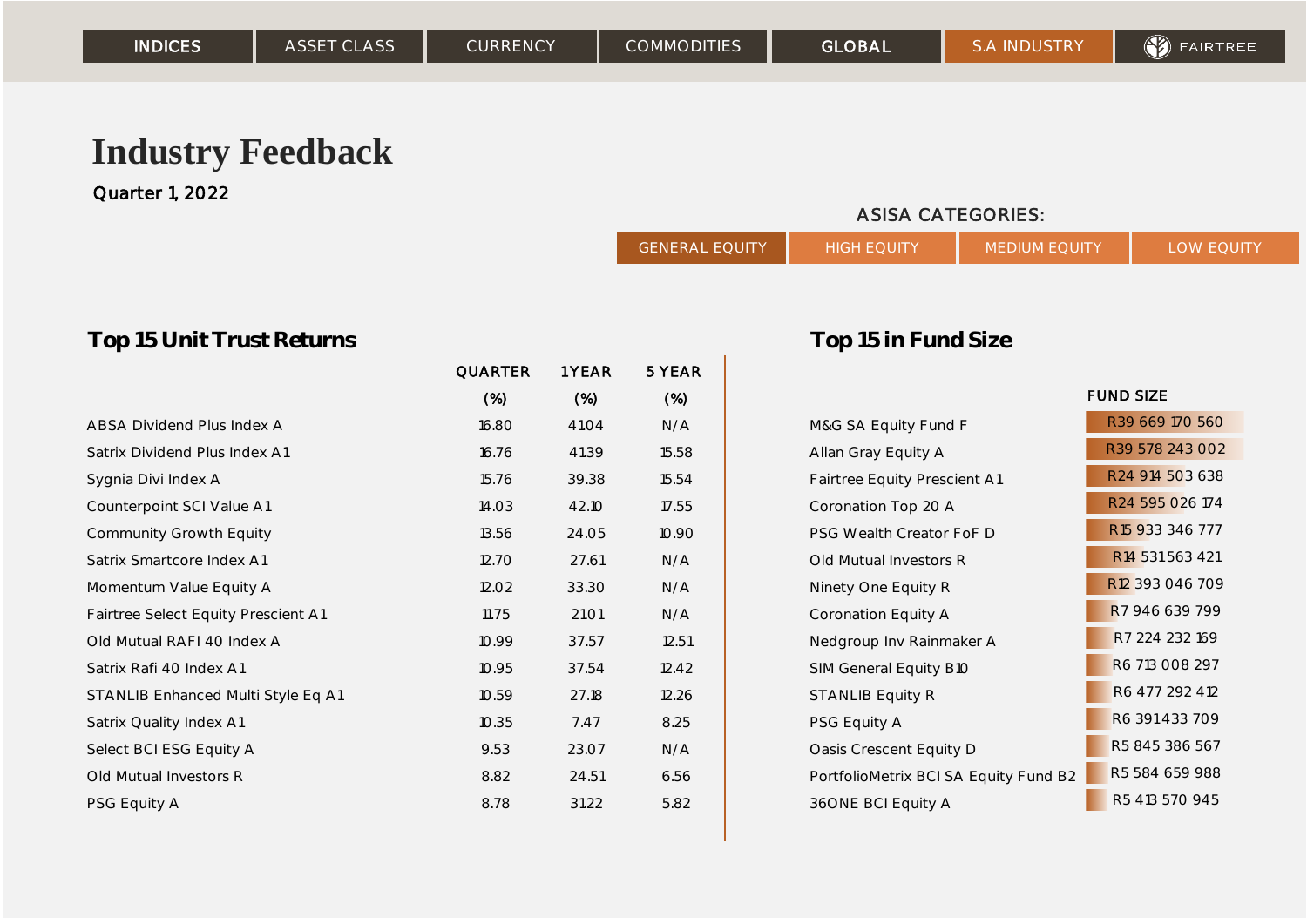INDICES | ASSET CLASS | CURRENCY | COMMODITIES | GLOBAL | S.A INDUSTRY | FAIRTREE

# Industry Feedback

Quarter 1, 2022

ASISA CATEGORIES:

GENERAL EQUITY | HIGH EQUITY | MEDIUM EQUITY | LOW EQUITY

## Top 15 Unit Trust Returns

| | QUARTER (%) | 1 YEAR (%) | 5 YEAR (%) |
|---|---|---|---|
| ABSA Dividend Plus Index A | 16.80 | 41.04 | N/A |
| Satrix Dividend Plus Index A1 | 16.76 | 41.39 | 15.58 |
| Sygnia Divi Index A | 15.76 | 39.38 | 15.54 |
| Counterpoint SCI Value A1 | 14.03 | 42.10 | 17.55 |
| Community Growth Equity | 13.56 | 24.05 | 10.90 |
| Satrix Smartcore Index A1 | 12.70 | 27.61 | N/A |
| Momentum Value Equity A | 12.02 | 33.30 | N/A |
| Fairtree Select Equity Prescient A1 | 11.75 | 21.01 | N/A |
| Old Mutual RAFI 40 Index A | 10.99 | 37.57 | 12.51 |
| Satrix Rafi 40 Index A1 | 10.95 | 37.54 | 12.42 |
| STANLIB Enhanced Multi Style Eq A1 | 10.59 | 27.18 | 12.26 |
| Satrix Quality Index A1 | 10.35 | 7.47 | 8.25 |
| Select BCI ESG Equity A | 9.53 | 23.07 | N/A |
| Old Mutual Investors R | 8.82 | 24.51 | 6.56 |
| PSG Equity A | 8.78 | 31.22 | 5.82 |

## Top 15 in Fund Size

| | FUND SIZE |
|---|---|
| M&G SA Equity Fund F | R39 669 170 560 |
| Allan Gray Equity A | R39 578 243 002 |
| Fairtree Equity Prescient A1 | R24 914 503 638 |
| Coronation Top 20 A | R24 595 026 174 |
| PSG Wealth Creator FoF D | R15 933 346 777 |
| Old Mutual Investors R | R14 531 563 421 |
| Ninety One Equity R | R12 393 046 709 |
| Coronation Equity A | R7 946 639 799 |
| Nedgroup Inv Rainmaker A | R7 224 232 169 |
| SIM General Equity B10 | R6 713 008 297 |
| STANLIB Equity R | R6 477 292 412 |
| PSG Equity A | R6 391 433 709 |
| Oasis Crescent Equity D | R5 845 386 567 |
| PortfolioMetrix BCI SA Equity Fund B2 | R5 584 659 988 |
| 36ONE BCI Equity A | R5 413 570 945 |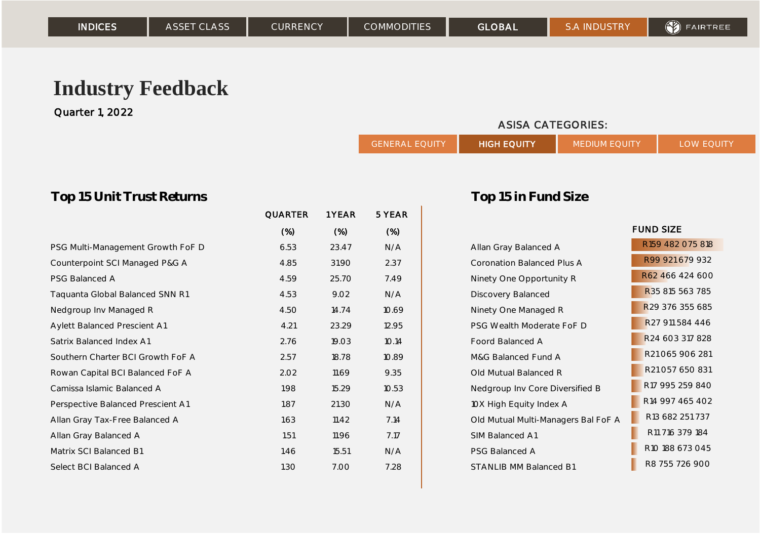INDICES | ASSET CLASS | CURRENCY | COMMODITIES | GLOBAL | S.A INDUSTRY | FAIRTREE

# Industry Feedback

Quarter 1, 2022

ASISA CATEGORIES:

GENERAL EQUITY | **HIGH EQUITY** | MEDIUM EQUITY | LOW EQUITY

## Top 15 Unit Trust Returns

| | QUARTER (%) | 1 YEAR (%) | 5 YEAR (%) |
|---|---|---|---|
| PSG Multi-Management Growth FoF D | 6.53 | 23.47 | N/A |
| Counterpoint SCI Managed P&G A | 4.85 | 31.90 | 2.37 |
| PSG Balanced A | 4.59 | 25.70 | 7.49 |
| Taquanta Global Balanced SNN R1 | 4.53 | 9.02 | N/A |
| Nedgroup Inv Managed R | 4.50 | 14.74 | 10.69 |
| Aylett Balanced Prescient A1 | 4.21 | 23.29 | 12.95 |
| Satrix Balanced Index A1 | 2.76 | 19.03 | 10.14 |
| Southern Charter BCI Growth FoF A | 2.57 | 18.78 | 10.89 |
| Rowan Capital BCI Balanced FoF A | 2.02 | 11.69 | 9.35 |
| Camissa Islamic Balanced A | 1.98 | 15.29 | 10.53 |
| Perspective Balanced Prescient A1 | 1.87 | 21.30 | N/A |
| Allan Gray Tax-Free Balanced A | 1.63 | 11.42 | 7.14 |
| Allan Gray Balanced A | 1.51 | 11.96 | 7.17 |
| Matrix SCI Balanced B1 | 1.46 | 15.51 | N/A |
| Select BCI Balanced A | 1.30 | 7.00 | 7.28 |

## Top 15 in Fund Size

| | FUND SIZE |
|---|---|
| Allan Gray Balanced A | R159 482 075 818 |
| Coronation Balanced Plus A | R99 921 679 932 |
| Ninety One Opportunity R | R62 466 424 600 |
| Discovery Balanced | R35 815 563 785 |
| Ninety One Managed R | R29 376 355 685 |
| PSG Wealth Moderate FoF D | R27 911 584 446 |
| Foord Balanced A | R24 603 317 828 |
| M&G Balanced Fund A | R21 065 906 281 |
| Old Mutual Balanced R | R21 057 650 831 |
| Nedgroup Inv Core Diversified B | R17 995 259 840 |
| 10X High Equity Index A | R14 997 465 402 |
| Old Mutual Multi-Managers Bal FoF A | R13 682 251 737 |
| SIM Balanced A1 | R11 716 379 184 |
| PSG Balanced A | R10 188 673 045 |
| STANLIB MM Balanced B1 | R8 755 726 900 |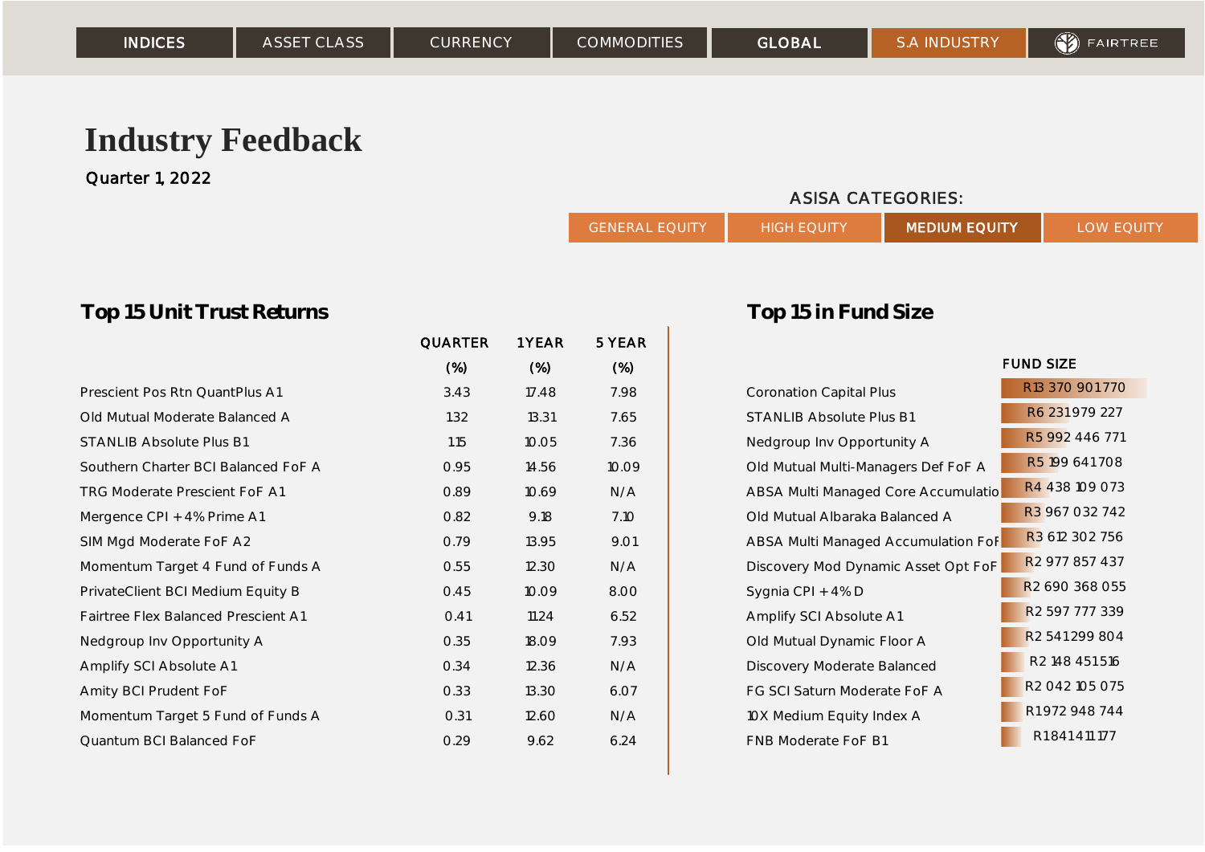INDICES | ASSET CLASS | CURRENCY | COMMODITIES | GLOBAL | S.A INDUSTRY | FAIRTREE

# Industry Feedback

Quarter 1, 2022

ASISA CATEGORIES:

GENERAL EQUITY | HIGH EQUITY | **MEDIUM EQUITY** | LOW EQUITY

## Top 15 Unit Trust Returns

| | QUARTER (%) | 1 YEAR (%) | 5 YEAR (%) |
|---|---|---|---|
| Prescient Pos Rtn QuantPlus A1 | 3.43 | 17.48 | 7.98 |
| Old Mutual Moderate Balanced A | 1.32 | 13.31 | 7.65 |
| STANLIB Absolute Plus B1 | 1.15 | 10.05 | 7.36 |
| Southern Charter BCI Balanced FoF A | 0.95 | 14.56 | 10.09 |
| TRG Moderate Prescient FoF A1 | 0.89 | 10.69 | N/A |
| Mergence CPI +4% Prime A1 | 0.82 | 9.18 | 7.10 |
| SIM Mgd Moderate FoF A2 | 0.79 | 13.95 | 9.01 |
| Momentum Target 4 Fund of Funds A | 0.55 | 12.30 | N/A |
| PrivateClient BCI Medium Equity B | 0.45 | 10.09 | 8.00 |
| Fairtree Flex Balanced Prescient A1 | 0.41 | 11.24 | 6.52 |
| Nedgroup Inv Opportunity A | 0.35 | 18.09 | 7.93 |
| Amplify SCI Absolute A1 | 0.34 | 12.36 | N/A |
| Amity BCI Prudent FoF | 0.33 | 13.30 | 6.07 |
| Momentum Target 5 Fund of Funds A | 0.31 | 12.60 | N/A |
| Quantum BCI Balanced FoF | 0.29 | 9.62 | 6.24 |

## Top 15 in Fund Size

| | FUND SIZE |
|---|---|
| Coronation Capital Plus | R13 370 901 770 |
| STANLIB Absolute Plus B1 | R6 231 979 227 |
| Nedgroup Inv Opportunity A | R5 992 446 771 |
| Old Mutual Multi-Managers Def FoF A | R5 199 641 708 |
| ABSA Multi Managed Core Accumulatio | R4 438 109 073 |
| Old Mutual Albaraka Balanced A | R3 967 032 742 |
| ABSA Multi Managed Accumulation FoF | R3 612 302 756 |
| Discovery Mod Dynamic Asset Opt FoF | R2 977 857 437 |
| Sygnia CPI +4% D | R2 690 368 055 |
| Amplify SCI Absolute A1 | R2 597 777 339 |
| Old Mutual Dynamic Floor A | R2 541 299 804 |
| Discovery Moderate Balanced | R2 148 451 516 |
| FG SCI Saturn Moderate FoF A | R2 042 105 075 |
| 10X Medium Equity Index A | R1 972 948 744 |
| FNB Moderate FoF B1 | R1 841 411 177 |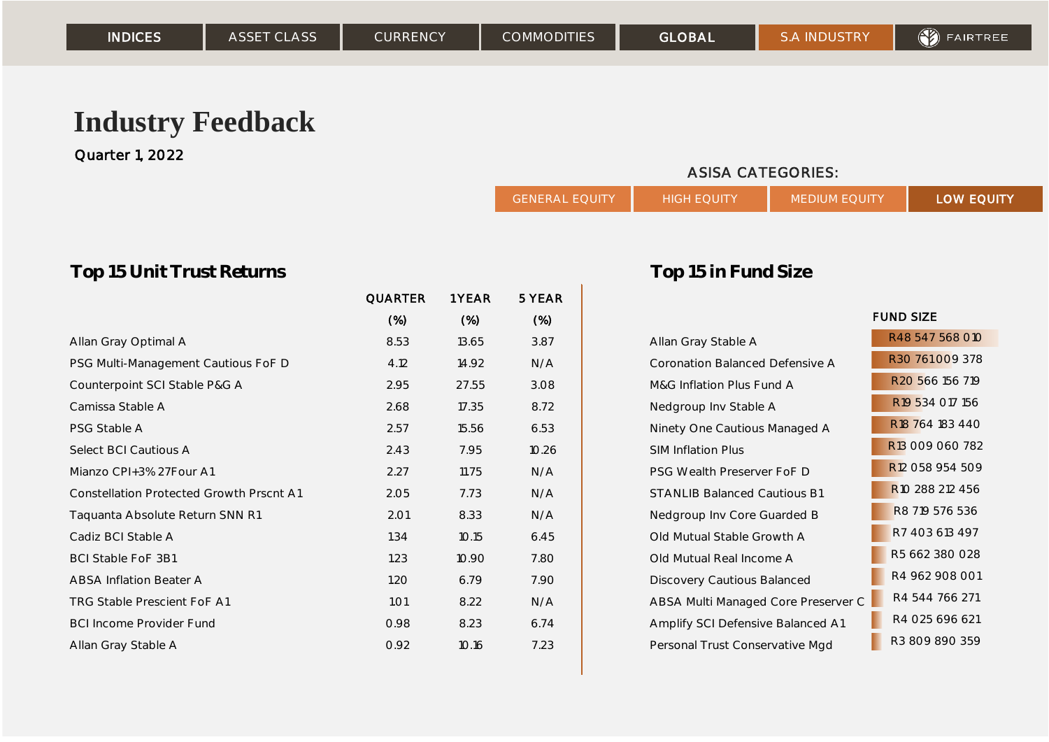INDICES | ASSET CLASS | CURRENCY | COMMODITIES | GLOBAL | S.A INDUSTRY | FAIRTREE

# Industry Feedback

Quarter 1, 2022

ASISA CATEGORIES:

GENERAL EQUITY | HIGH EQUITY | MEDIUM EQUITY | **LOW EQUITY**

## Top 15 Unit Trust Returns

| | QUARTER (%) | 1 YEAR (%) | 5 YEAR (%) |
|---|---|---|---|
| Allan Gray Optimal A | 8.53 | 13.65 | 3.87 |
| PSG Multi-Management Cautious FoF D | 4.12 | 14.92 | N/A |
| Counterpoint SCI Stable P&G A | 2.95 | 27.55 | 3.08 |
| Camissa Stable A | 2.68 | 17.35 | 8.72 |
| PSG Stable A | 2.57 | 15.56 | 6.53 |
| Select BCI Cautious A | 2.43 | 7.95 | 10.26 |
| Mianzo CPI+3% 27Four A1 | 2.27 | 11.75 | N/A |
| Constellation Protected Growth Prscnt A1 | 2.05 | 7.73 | N/A |
| Taquanta Absolute Return SNN R1 | 2.01 | 8.33 | N/A |
| Cadiz BCI Stable A | 1.34 | 10.15 | 6.45 |
| BCI Stable FoF 3B1 | 1.23 | 10.90 | 7.80 |
| ABSA Inflation Beater A | 1.20 | 6.79 | 7.90 |
| TRG Stable Prescient FoF A1 | 1.01 | 8.22 | N/A |
| BCI Income Provider Fund | 0.98 | 8.23 | 6.74 |
| Allan Gray Stable A | 0.92 | 10.16 | 7.23 |

## Top 15 in Fund Size

| | FUND SIZE |
|---|---|
| Allan Gray Stable A | R48 547 568 010 |
| Coronation Balanced Defensive A | R30 761 009 378 |
| M&G Inflation Plus Fund A | R20 566 156 719 |
| Nedgroup Inv Stable A | R19 534 017 156 |
| Ninety One Cautious Managed A | R18 764 183 440 |
| SIM Inflation Plus | R13 009 060 782 |
| PSG Wealth Preserver FoF D | R12 058 954 509 |
| STANLIB Balanced Cautious B1 | R10 288 212 456 |
| Nedgroup Inv Core Guarded B | R8 719 576 536 |
| Old Mutual Stable Growth A | R7 403 613 497 |
| Old Mutual Real Income A | R5 662 380 028 |
| Discovery Cautious Balanced | R4 962 908 001 |
| ABSA Multi Managed Core Preserver C | R4 544 766 271 |
| Amplify SCI Defensive Balanced A1 | R4 025 696 621 |
| Personal Trust Conservative Mgd | R3 809 890 359 |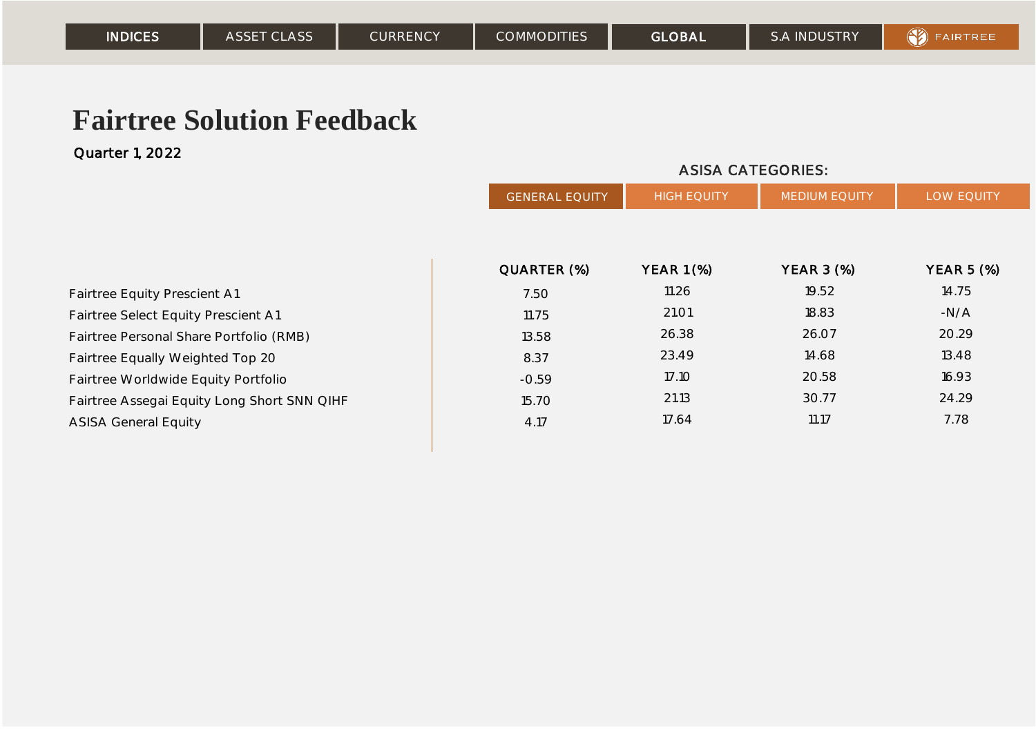INDICES | ASSET CLASS | CURRENCY | COMMODITIES | GLOBAL | S.A INDUSTRY | FAIRTREE

# Fairtree Solution Feedback

Quarter 1, 2022

ASISA CATEGORIES:

GENERAL EQUITY | HIGH EQUITY | MEDIUM EQUITY | LOW EQUITY

| | QUARTER (%) | YEAR 1 (%) | YEAR 3 (%) | YEAR 5 (%) |
|---|---|---|---|---|
| Fairtree Equity Prescient A1 | 7.50 | 11.26 | 19.52 | 14.75 |
| Fairtree Select Equity Prescient A1 | 11.75 | 21.01 | 18.83 | -N/A |
| Fairtree Personal Share Portfolio (RMB) | 13.58 | 26.38 | 26.07 | 20.29 |
| Fairtree Equally Weighted Top 20 | 8.37 | 23.49 | 14.68 | 13.48 |
| Fairtree Worldwide Equity Portfolio | -0.59 | 17.10 | 20.58 | 16.93 |
| Fairtree Assegai Equity Long Short SNN QIHF | 15.70 | 21.13 | 30.77 | 24.29 |
| ASISA General Equity | 4.17 | 17.64 | 11.17 | 7.78 |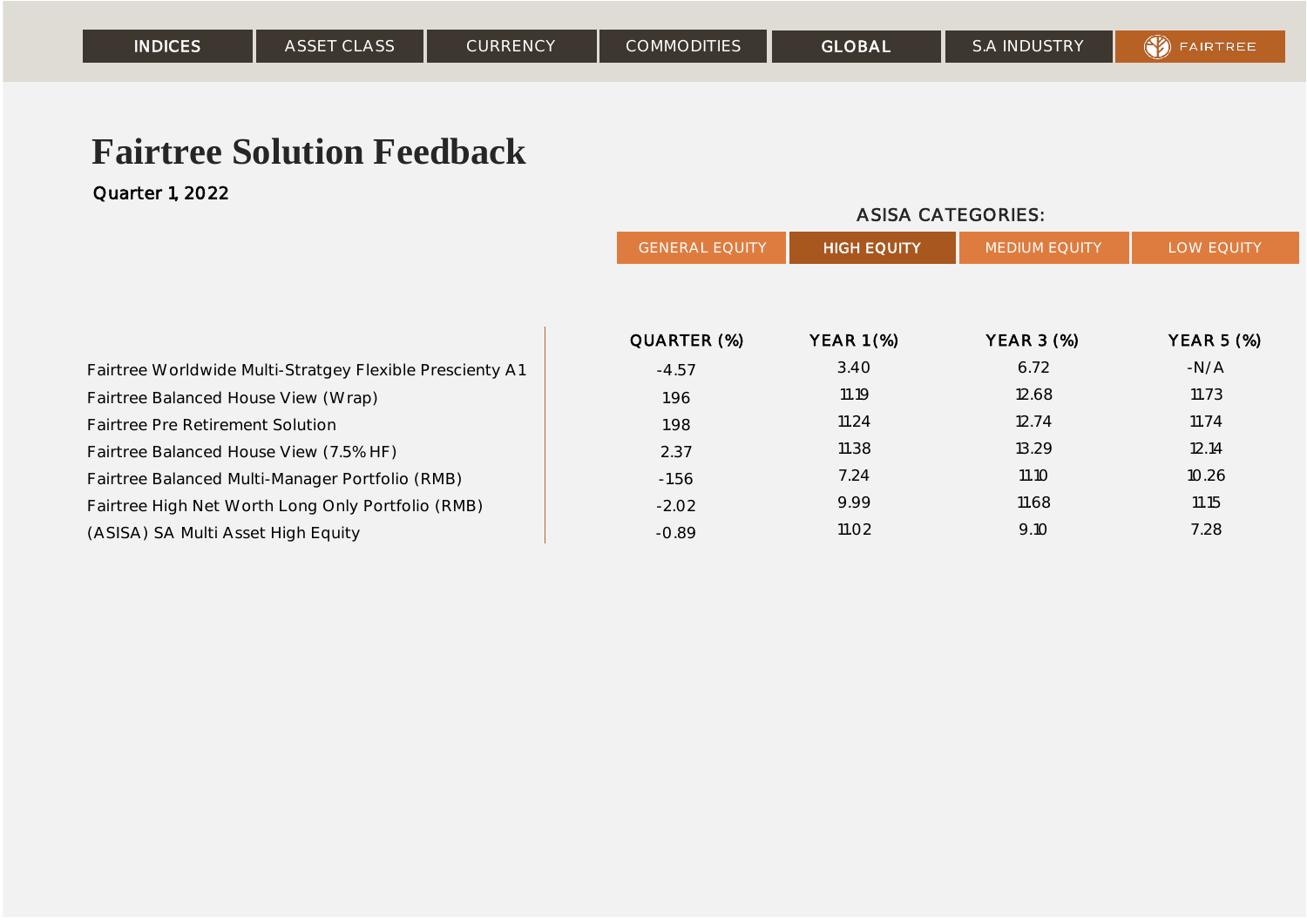INDICES | ASSET CLASS | CURRENCY | COMMODITIES | GLOBAL | S.A INDUSTRY | FAIRTREE

# Fairtree Solution Feedback

Quarter 1, 2022

ASISA CATEGORIES:

GENERAL EQUITY | HIGH EQUITY | MEDIUM EQUITY | LOW EQUITY

| | QUARTER (%) | YEAR 1(%) | YEAR 3 (%) | YEAR 5 (%) |
|---|---|---|---|---|
| Fairtree Worldwide Multi-Stratgey Flexible Prescienty A1 | -4.57 | 3.40 | 6.72 | -N/A |
| Fairtree Balanced House View (Wrap) | 1.96 | 11.19 | 12.68 | 11.73 |
| Fairtree Pre Retirement Solution | 1.98 | 11.24 | 12.74 | 11.74 |
| Fairtree Balanced House View (7.5% HF) | 2.37 | 11.38 | 13.29 | 12.14 |
| Fairtree Balanced Multi-Manager Portfolio (RMB) | -1.56 | 7.24 | 11.10 | 10.26 |
| Fairtree High Net Worth Long Only Portfolio (RMB) | -2.02 | 9.99 | 11.68 | 11.15 |
| (ASISA) SA Multi Asset High Equity | -0.89 | 11.02 | 9.10 | 7.28 |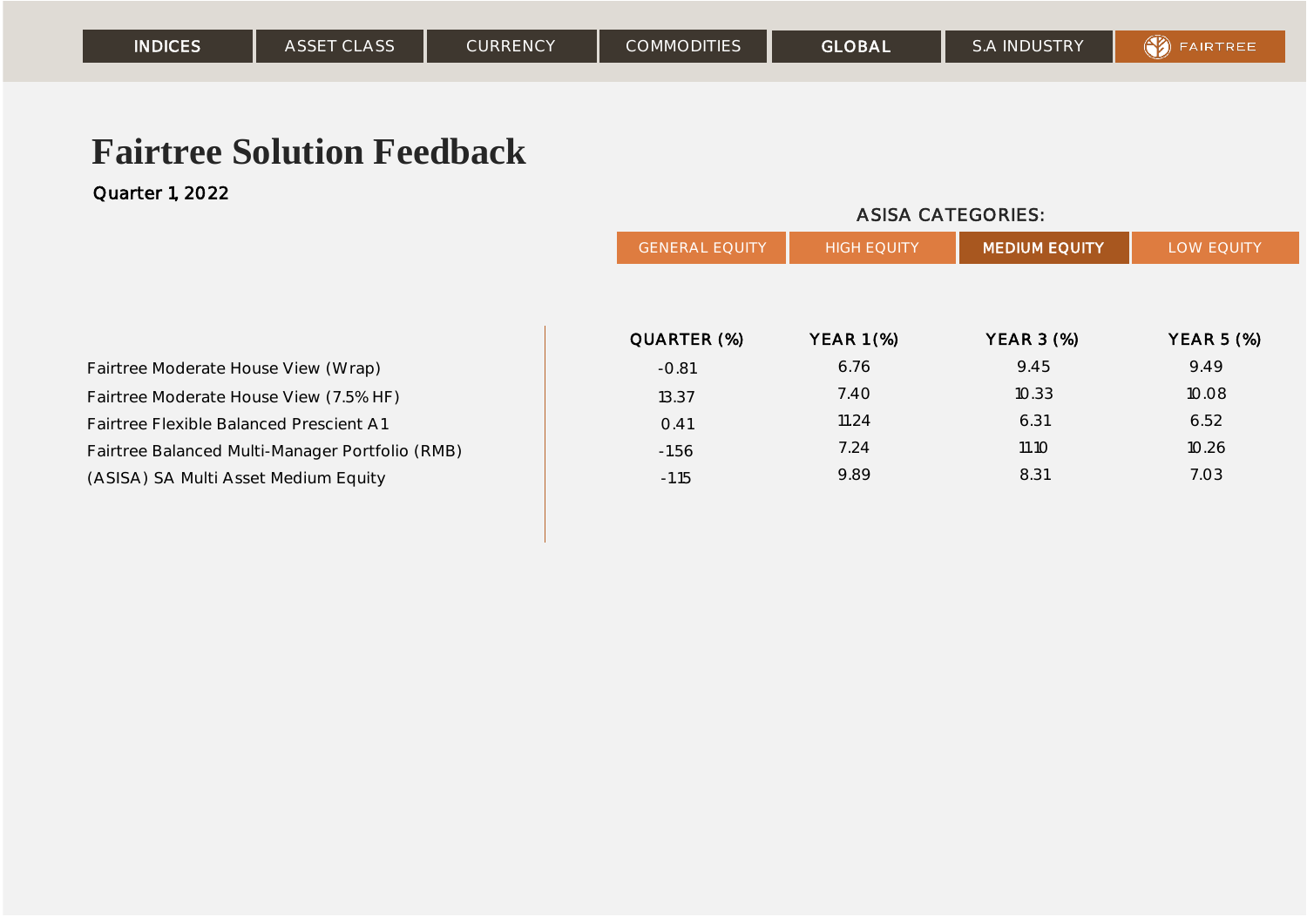INDICES | ASSET CLASS | CURRENCY | COMMODITIES | GLOBAL | S.A INDUSTRY | FAIRTREE

# Fairtree Solution Feedback

Quarter 1, 2022

ASISA CATEGORIES:

GENERAL EQUITY | HIGH EQUITY | **MEDIUM EQUITY** | LOW EQUITY

| | QUARTER (%) | YEAR 1(%) | YEAR 3 (%) | YEAR 5 (%) |
|---|---|---|---|---|
| Fairtree Moderate House View (Wrap) | -0.81 | 6.76 | 9.45 | 9.49 |
| Fairtree Moderate House View (7.5% HF) | 13.37 | 7.40 | 10.33 | 10.08 |
| Fairtree Flexible Balanced Prescient A1 | 0.41 | 11.24 | 6.31 | 6.52 |
| Fairtree Balanced Multi-Manager Portfolio (RMB) | -1.56 | 7.24 | 11.10 | 10.26 |
| (ASISA) SA Multi Asset Medium Equity | -1.15 | 9.89 | 8.31 | 7.03 |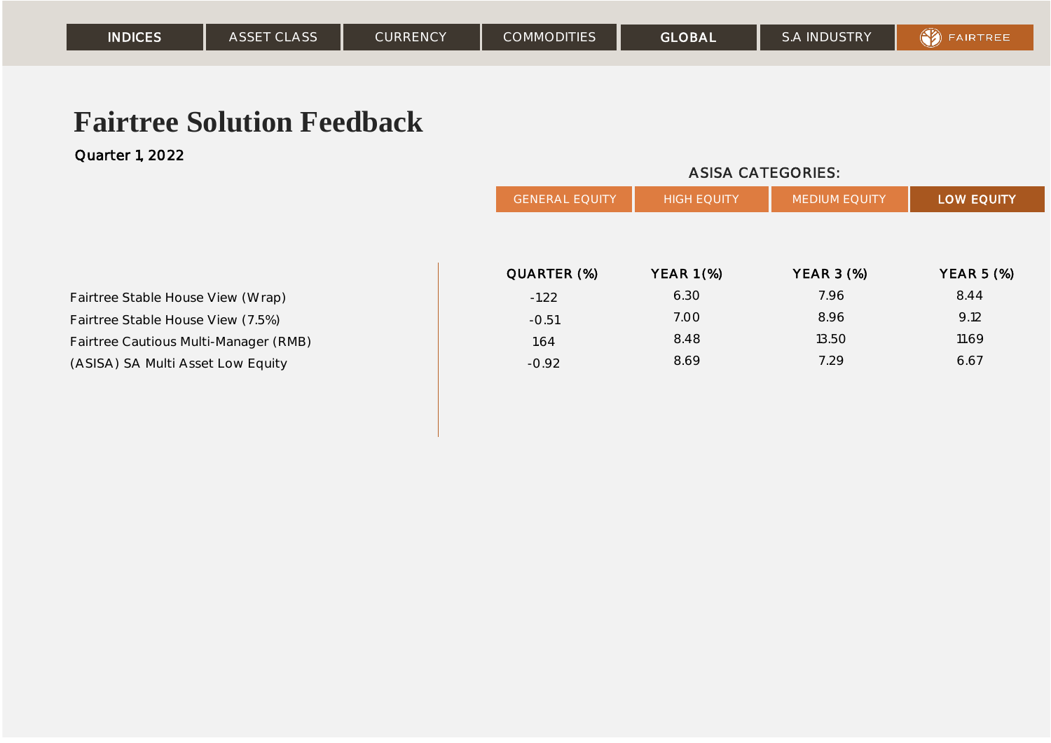INDICES | ASSET CLASS | CURRENCY | COMMODITIES | GLOBAL | S.A INDUSTRY | FAIRTREE

# Fairtree Solution Feedback

Quarter 1, 2022

ASISA CATEGORIES:

GENERAL EQUITY | HIGH EQUITY | MEDIUM EQUITY | **LOW EQUITY**

| | QUARTER (%) | YEAR 1(%) | YEAR 3 (%) | YEAR 5 (%) |
|---|---|---|---|---|
| Fairtree Stable House View (Wrap) | -122 | 6.30 | 7.96 | 8.44 |
| Fairtree Stable House View (7.5%) | -0.51 | 7.00 | 8.96 | 9.12 |
| Fairtree Cautious Multi-Manager (RMB) | 164 | 8.48 | 13.50 | 1169 |
| (ASISA) SA Multi Asset Low Equity | -0.92 | 8.69 | 7.29 | 6.67 |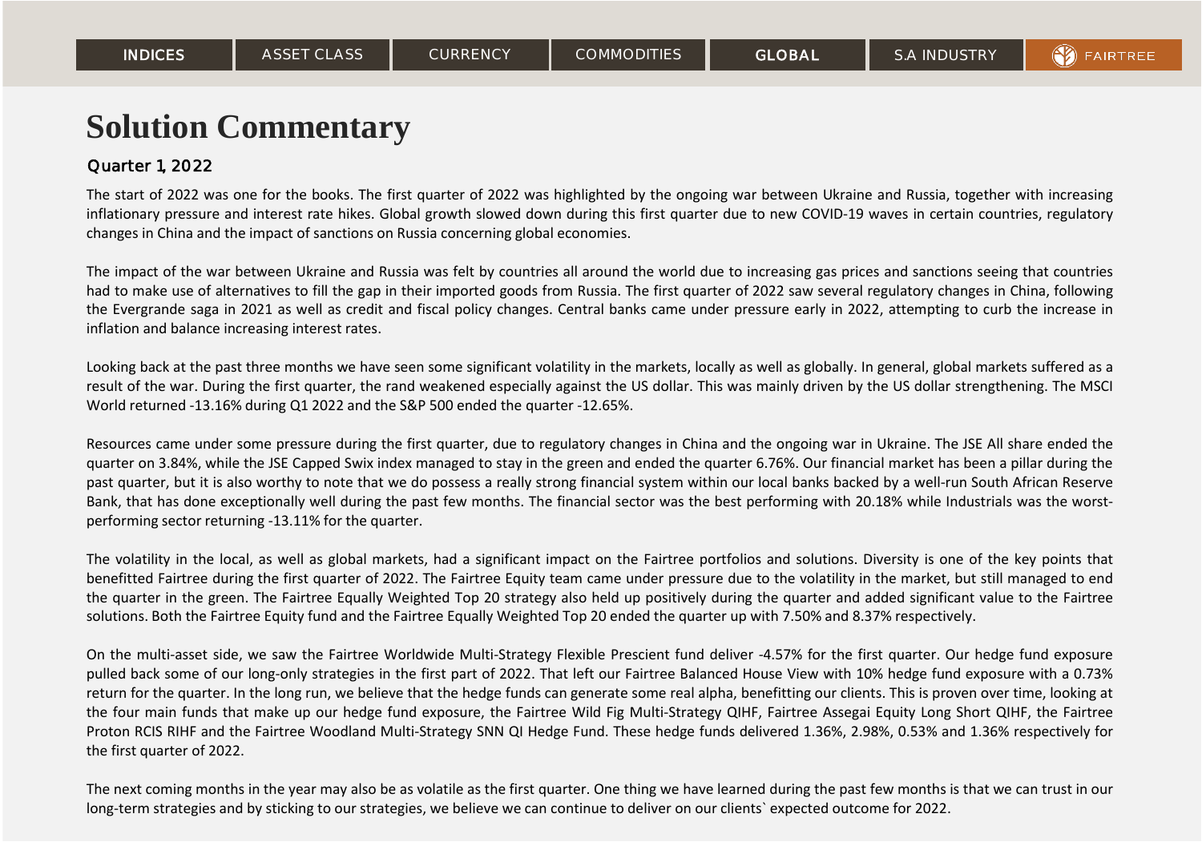# Solution Commentary

## Quarter 1, 2022

The start of 2022 was one for the books. The first quarter of 2022 was highlighted by the ongoing war between Ukraine and Russia, together with increasing inflationary pressure and interest rate hikes. Global growth slowed down during this first quarter due to new COVID-19 waves in certain countries, regulatory changes in China and the impact of sanctions on Russia concerning global economies.

The impact of the war between Ukraine and Russia was felt by countries all around the world due to increasing gas prices and sanctions seeing that countries had to make use of alternatives to fill the gap in their imported goods from Russia. The first quarter of 2022 saw several regulatory changes in China, following the Evergrande saga in 2021 as well as credit and fiscal policy changes. Central banks came under pressure early in 2022, attempting to curb the increase in inflation and balance increasing interest rates.

Looking back at the past three months we have seen some significant volatility in the markets, locally as well as globally. In general, global markets suffered as a result of the war. During the first quarter, the rand weakened especially against the US dollar. This was mainly driven by the US dollar strengthening. The MSCI World returned -13.16% during Q1 2022 and the S&P 500 ended the quarter -12.65%.

Resources came under some pressure during the first quarter, due to regulatory changes in China and the ongoing war in Ukraine. The JSE All share ended the quarter on 3.84%, while the JSE Capped Swix index managed to stay in the green and ended the quarter 6.76%. Our financial market has been a pillar during the past quarter, but it is also worthy to note that we do possess a really strong financial system within our local banks backed by a well-run South African Reserve Bank, that has done exceptionally well during the past few months. The financial sector was the best performing with 20.18% while Industrials was the worst-performing sector returning -13.11% for the quarter.

The volatility in the local, as well as global markets, had a significant impact on the Fairtree portfolios and solutions. Diversity is one of the key points that benefitted Fairtree during the first quarter of 2022. The Fairtree Equity team came under pressure due to the volatility in the market, but still managed to end the quarter in the green. The Fairtree Equally Weighted Top 20 strategy also held up positively during the quarter and added significant value to the Fairtree solutions. Both the Fairtree Equity fund and the Fairtree Equally Weighted Top 20 ended the quarter up with 7.50% and 8.37% respectively.

On the multi-asset side, we saw the Fairtree Worldwide Multi-Strategy Flexible Prescient fund deliver -4.57% for the first quarter. Our hedge fund exposure pulled back some of our long-only strategies in the first part of 2022. That left our Fairtree Balanced House View with 10% hedge fund exposure with a 0.73% return for the quarter. In the long run, we believe that the hedge funds can generate some real alpha, benefitting our clients. This is proven over time, looking at the four main funds that make up our hedge fund exposure, the Fairtree Wild Fig Multi-Strategy QIHF, Fairtree Assegai Equity Long Short QIHF, the Fairtree Proton RCIS RIHF and the Fairtree Woodland Multi-Strategy SNN QI Hedge Fund. These hedge funds delivered 1.36%, 2.98%, 0.53% and 1.36% respectively for the first quarter of 2022.

The next coming months in the year may also be as volatile as the first quarter. One thing we have learned during the past few months is that we can trust in our long-term strategies and by sticking to our strategies, we believe we can continue to deliver on our clients` expected outcome for 2022.